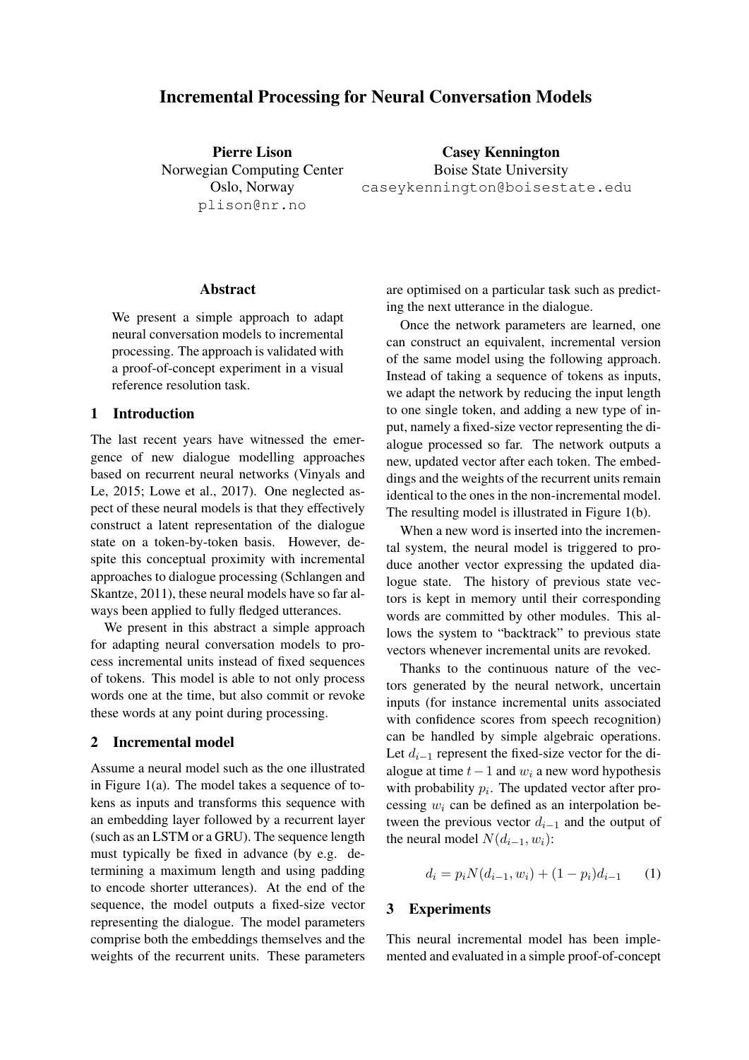# Incremental Processing for Neural Conversation Models

**Pierre Lison**
Norwegian Computing Center
Oslo, Norway
plison@nr.no

**Casey Kennington**
Boise State University
caseykennington@boisestate.edu

## Abstract

We present a simple approach to adapt neural conversation models to incremental processing. The approach is validated with a proof-of-concept experiment in a visual reference resolution task.

## 1 Introduction

The last recent years have witnessed the emergence of new dialogue modelling approaches based on recurrent neural networks (Vinyals and Le, 2015; Lowe et al., 2017). One neglected aspect of these neural models is that they effectively construct a latent representation of the dialogue state on a token-by-token basis. However, despite this conceptual proximity with incremental approaches to dialogue processing (Schlangen and Skantze, 2011), these neural models have so far always been applied to fully fledged utterances.

We present in this abstract a simple approach for adapting neural conversation models to process incremental units instead of fixed sequences of tokens. This model is able to not only process words one at the time, but also commit or revoke these words at any point during processing.

## 2 Incremental model

Assume a neural model such as the one illustrated in Figure 1(a). The model takes a sequence of tokens as inputs and transforms this sequence with an embedding layer followed by a recurrent layer (such as an LSTM or a GRU). The sequence length must typically be fixed in advance (by e.g. determining a maximum length and using padding to encode shorter utterances). At the end of the sequence, the model outputs a fixed-size vector representing the dialogue. The model parameters comprise both the embeddings themselves and the weights of the recurrent units. These parameters are optimised on a particular task such as predicting the next utterance in the dialogue.

Once the network parameters are learned, one can construct an equivalent, incremental version of the same model using the following approach. Instead of taking a sequence of tokens as inputs, we adapt the network by reducing the input length to one single token, and adding a new type of input, namely a fixed-size vector representing the dialogue processed so far. The network outputs a new, updated vector after each token. The embeddings and the weights of the recurrent units remain identical to the ones in the non-incremental model. The resulting model is illustrated in Figure 1(b).

When a new word is inserted into the incremental system, the neural model is triggered to produce another vector expressing the updated dialogue state. The history of previous state vectors is kept in memory until their corresponding words are committed by other modules. This allows the system to "backtrack" to previous state vectors whenever incremental units are revoked.

Thanks to the continuous nature of the vectors generated by the neural network, uncertain inputs (for instance incremental units associated with confidence scores from speech recognition) can be handled by simple algebraic operations. Let $d_{i-1}$ represent the fixed-size vector for the dialogue at time $t-1$ and $w_i$ a new word hypothesis with probability $p_i$. The updated vector after processing $w_i$ can be defined as an interpolation between the previous vector $d_{i-1}$ and the output of the neural model $N(d_{i-1}, w_i)$:

$$d_i = p_i N(d_{i-1}, w_i) + (1 - p_i) d_{i-1} \qquad (1)$$

## 3 Experiments

This neural incremental model has been implemented and evaluated in a simple proof-of-concept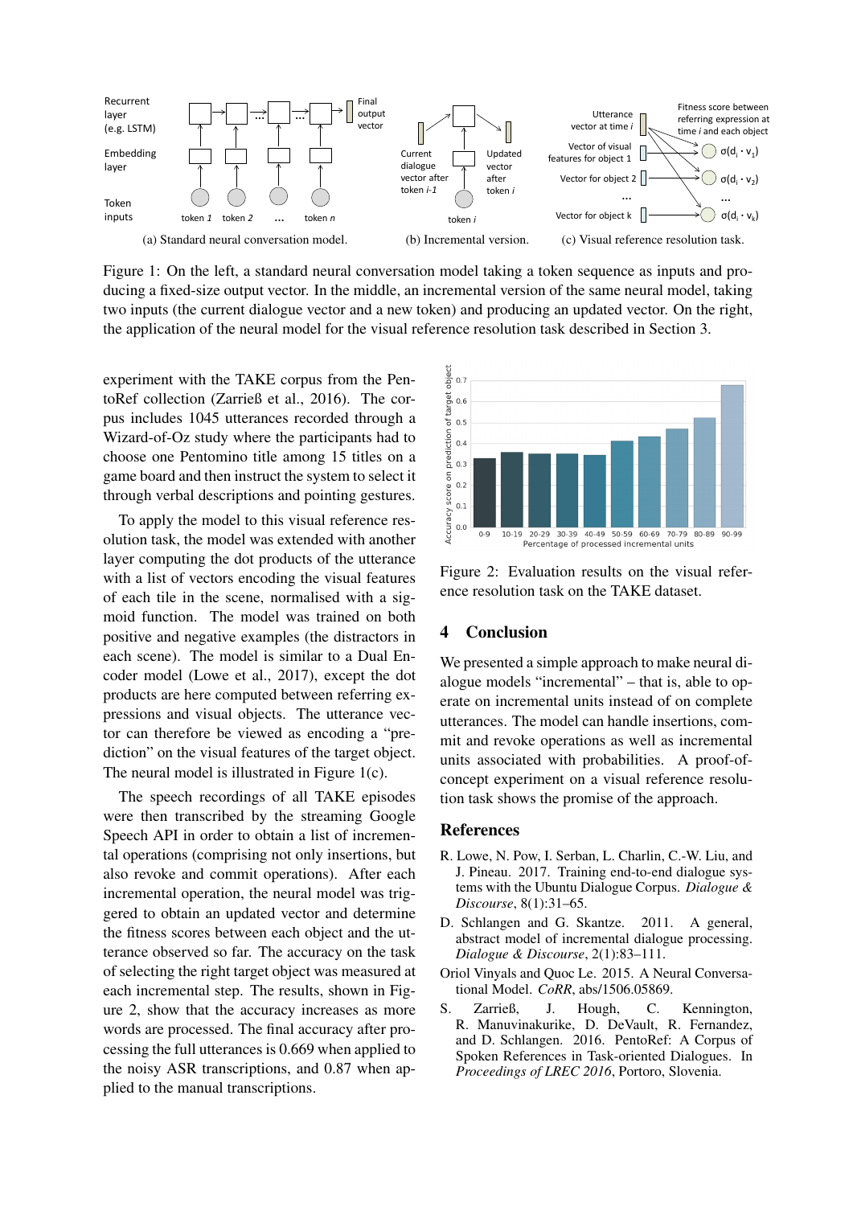Recurrent layer (e.g. LSTM)

Embedding layer

Token inputs

token 1 token 2 ... token n

Final output vector

(a) Standard neural conversation model.

Current dialogue vector after token *i-1*

Updated vector after token *i*

token *i*

(b) Incremental version.

Utterance vector at time *i*

Vector of visual features for object 1

Vector for object 2

...

Vector for object k

Fitness score between referring expression at time *i* and each object

$\sigma(d_i \cdot v_1)$

$\sigma(d_i \cdot v_2)$

...

$\sigma(d_i \cdot v_k)$

(c) Visual reference resolution task.

Figure 1: On the left, a standard neural conversation model taking a token sequence as inputs and producing a fixed-size output vector. In the middle, an incremental version of the same neural model, taking two inputs (the current dialogue vector and a new token) and producing an updated vector. On the right, the application of the neural model for the visual reference resolution task described in Section 3.

experiment with the TAKE corpus from the PentoRef collection (Zarrieß et al., 2016). The corpus includes 1045 utterances recorded through a Wizard-of-Oz study where the participants had to choose one Pentomino title among 15 titles on a game board and then instruct the system to select it through verbal descriptions and pointing gestures.

To apply the model to this visual reference resolution task, the model was extended with another layer computing the dot products of the utterance with a list of vectors encoding the visual features of each tile in the scene, normalised with a sigmoid function. The model was trained on both positive and negative examples (the distractors in each scene). The model is similar to a Dual Encoder model (Lowe et al., 2017), except the dot products are here computed between referring expressions and visual objects. The utterance vector can therefore be viewed as encoding a "prediction" on the visual features of the target object. The neural model is illustrated in Figure 1(c).

The speech recordings of all TAKE episodes were then transcribed by the streaming Google Speech API in order to obtain a list of incremental operations (comprising not only insertions, but also revoke and commit operations). After each incremental operation, the neural model was triggered to obtain an updated vector and determine the fitness scores between each object and the utterance observed so far. The accuracy on the task of selecting the right target object was measured at each incremental step. The results, shown in Figure 2, show that the accuracy increases as more words are processed. The final accuracy after processing the full utterances is 0.669 when applied to the noisy ASR transcriptions, and 0.87 when applied to the manual transcriptions.

Accuracy score on prediction of target object

0.0 0.1 0.2 0.3 0.4 0.5 0.6 0.7

0-9 10-19 20-29 30-39 40-49 50-59 60-69 70-79 80-89 90-99

Percentage of processed incremental units

Figure 2: Evaluation results on the visual reference resolution task on the TAKE dataset.

## 4 Conclusion

We presented a simple approach to make neural dialogue models "incremental" – that is, able to operate on incremental units instead of on complete utterances. The model can handle insertions, commit and revoke operations as well as incremental units associated with probabilities. A proof-of-concept experiment on a visual reference resolution task shows the promise of the approach.

## References

R. Lowe, N. Pow, I. Serban, L. Charlin, C.-W. Liu, and J. Pineau. 2017. Training end-to-end dialogue systems with the Ubuntu Dialogue Corpus. *Dialogue & Discourse*, 8(1):31–65.

D. Schlangen and G. Skantze. 2011. A general, abstract model of incremental dialogue processing. *Dialogue & Discourse*, 2(1):83–111.

Oriol Vinyals and Quoc Le. 2015. A Neural Conversational Model. *CoRR*, abs/1506.05869.

S. Zarrieß, J. Hough, C. Kennington, R. Manuvinakurike, D. DeVault, R. Fernandez, and D. Schlangen. 2016. PentoRef: A Corpus of Spoken References in Task-oriented Dialogues. In *Proceedings of LREC 2016*, Portoro, Slovenia.